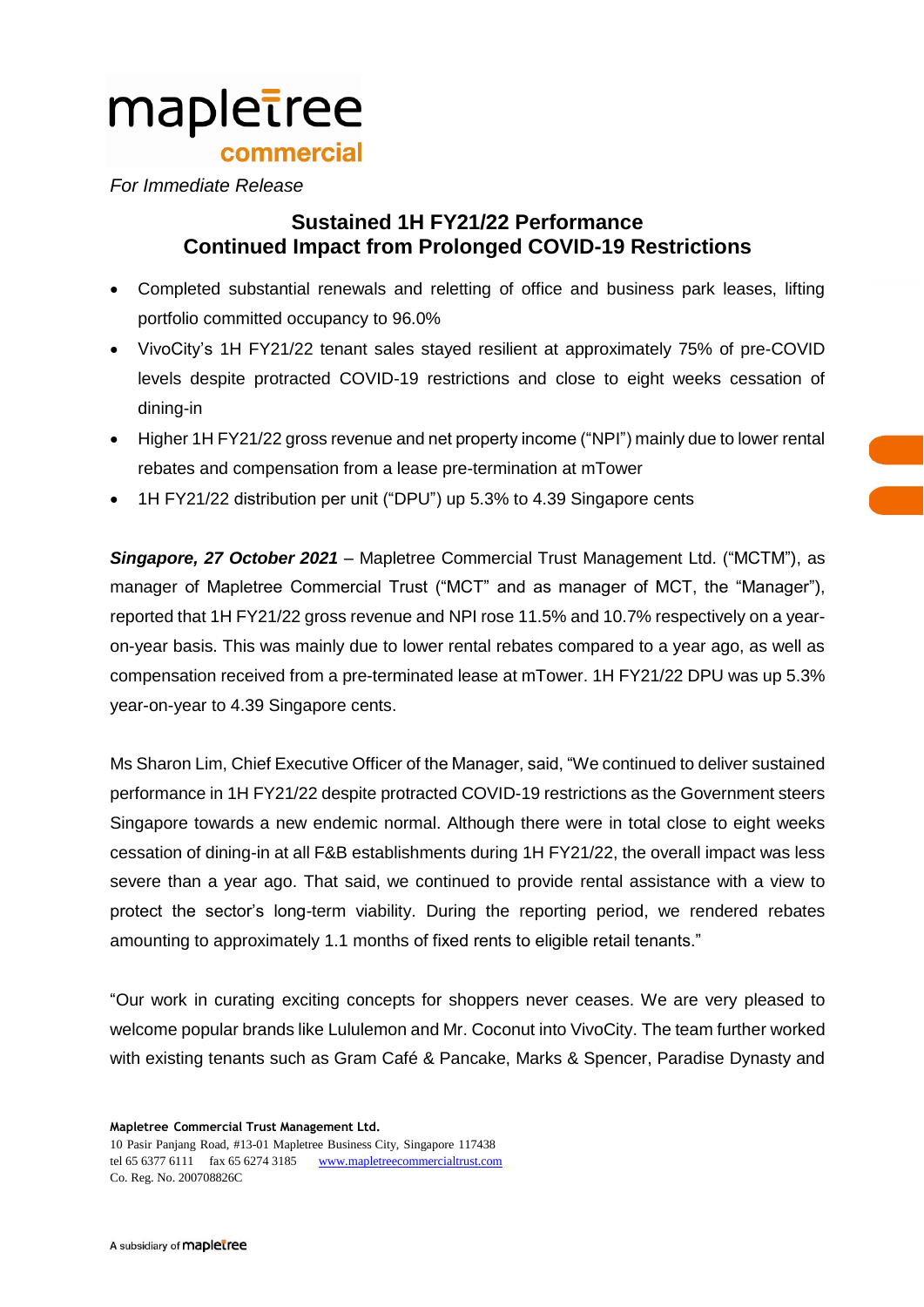*For Immediate Release*

# Sustained 1H FY21/22 Performance
# Continued Impact from Prolonged COVID-19 Restrictions

- Completed substantial renewals and reletting of office and business park leases, lifting portfolio committed occupancy to 96.0%
- VivoCity's 1H FY21/22 tenant sales stayed resilient at approximately 75% of pre-COVID levels despite protracted COVID-19 restrictions and close to eight weeks cessation of dining-in
- Higher 1H FY21/22 gross revenue and net property income ("NPI") mainly due to lower rental rebates and compensation from a lease pre-termination at mTower
- 1H FY21/22 distribution per unit ("DPU") up 5.3% to 4.39 Singapore cents

***Singapore, 27 October 2021*** – Mapletree Commercial Trust Management Ltd. ("MCTM"), as manager of Mapletree Commercial Trust ("MCT" and as manager of MCT, the "Manager"), reported that 1H FY21/22 gross revenue and NPI rose 11.5% and 10.7% respectively on a year-on-year basis. This was mainly due to lower rental rebates compared to a year ago, as well as compensation received from a pre-terminated lease at mTower. 1H FY21/22 DPU was up 5.3% year-on-year to 4.39 Singapore cents.

Ms Sharon Lim, Chief Executive Officer of the Manager, said, "We continued to deliver sustained performance in 1H FY21/22 despite protracted COVID-19 restrictions as the Government steers Singapore towards a new endemic normal. Although there were in total close to eight weeks cessation of dining-in at all F&B establishments during 1H FY21/22, the overall impact was less severe than a year ago. That said, we continued to provide rental assistance with a view to protect the sector's long-term viability. During the reporting period, we rendered rebates amounting to approximately 1.1 months of fixed rents to eligible retail tenants."

"Our work in curating exciting concepts for shoppers never ceases. We are very pleased to welcome popular brands like Lululemon and Mr. Coconut into VivoCity. The team further worked with existing tenants such as Gram Café & Pancake, Marks & Spencer, Paradise Dynasty and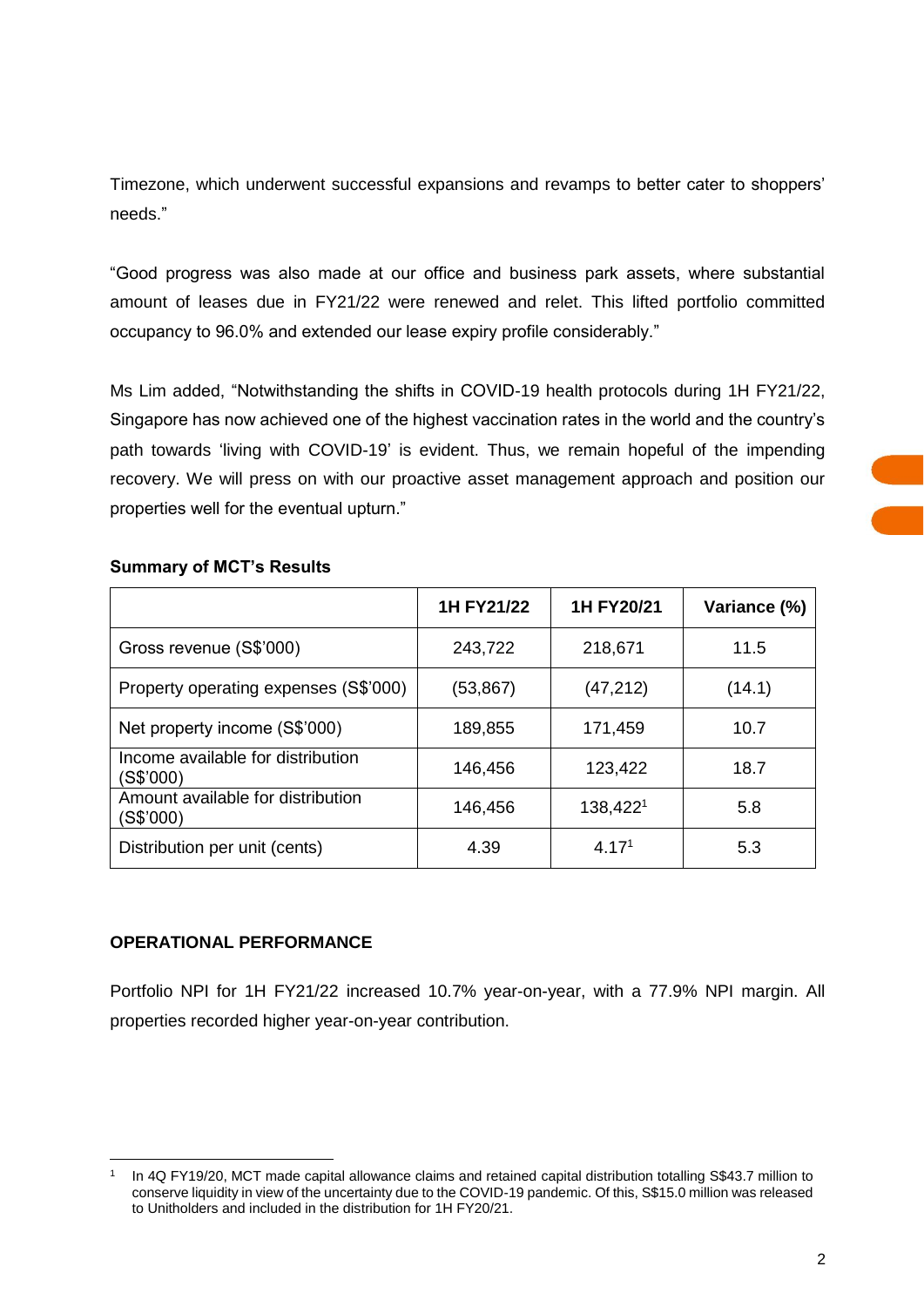Timezone, which underwent successful expansions and revamps to better cater to shoppers' needs."

"Good progress was also made at our office and business park assets, where substantial amount of leases due in FY21/22 were renewed and relet. This lifted portfolio committed occupancy to 96.0% and extended our lease expiry profile considerably."

Ms Lim added, "Notwithstanding the shifts in COVID-19 health protocols during 1H FY21/22, Singapore has now achieved one of the highest vaccination rates in the world and the country's path towards 'living with COVID-19' is evident. Thus, we remain hopeful of the impending recovery. We will press on with our proactive asset management approach and position our properties well for the eventual upturn."

**Summary of MCT's Results**

| | 1H FY21/22 | 1H FY20/21 | Variance (%) |
|---|---|---|---|
| Gross revenue (S$'000) | 243,722 | 218,671 | 11.5 |
| Property operating expenses (S$'000) | (53,867) | (47,212) | (14.1) |
| Net property income (S$'000) | 189,855 | 171,459 | 10.7 |
| Income available for distribution (S$'000) | 146,456 | 123,422 | 18.7 |
| Amount available for distribution (S$'000) | 146,456 | 138,422[1] | 5.8 |
| Distribution per unit (cents) | 4.39 | 4.17[1] | 5.3 |

**OPERATIONAL PERFORMANCE**

Portfolio NPI for 1H FY21/22 increased 10.7% year-on-year, with a 77.9% NPI margin. All properties recorded higher year-on-year contribution.

[1] In 4Q FY19/20, MCT made capital allowance claims and retained capital distribution totalling S$43.7 million to conserve liquidity in view of the uncertainty due to the COVID-19 pandemic. Of this, S$15.0 million was released to Unitholders and included in the distribution for 1H FY20/21.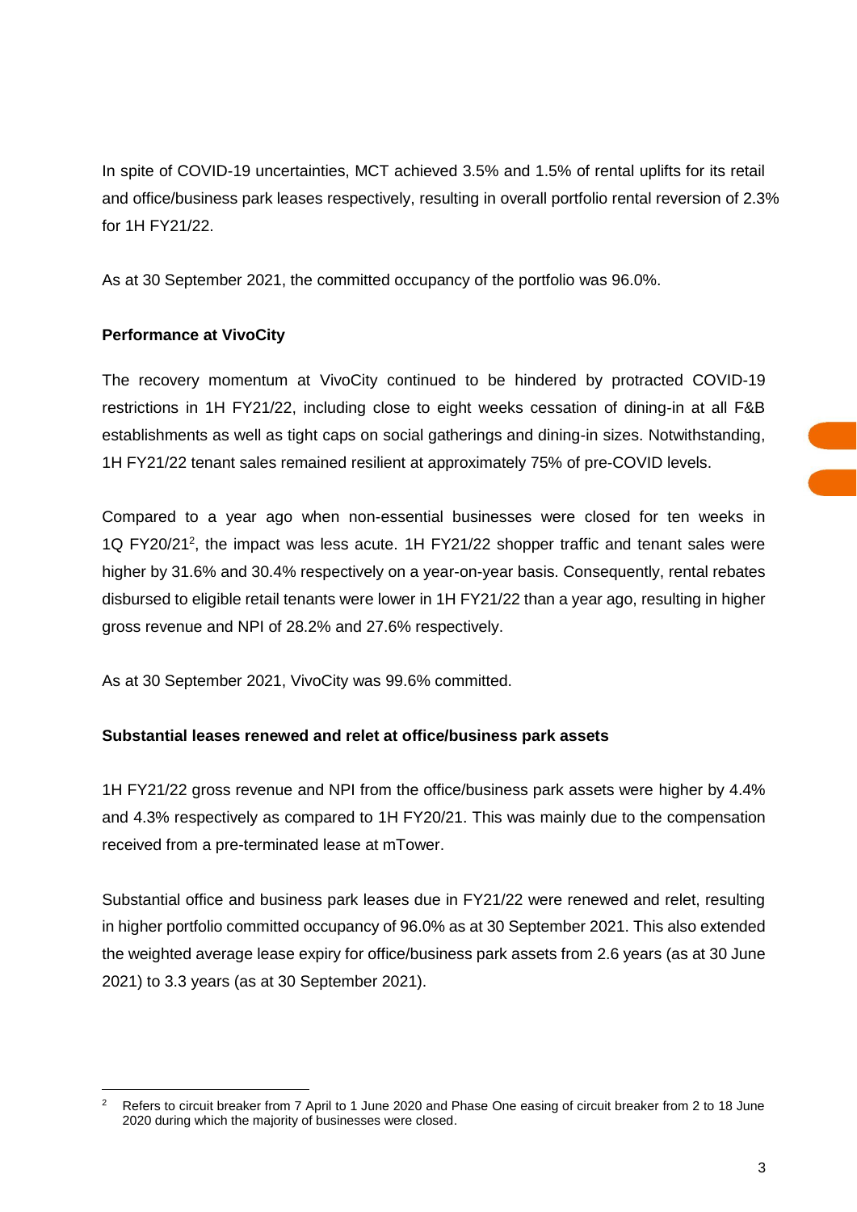In spite of COVID-19 uncertainties, MCT achieved 3.5% and 1.5% of rental uplifts for its retail and office/business park leases respectively, resulting in overall portfolio rental reversion of 2.3% for 1H FY21/22.

As at 30 September 2021, the committed occupancy of the portfolio was 96.0%.

**Performance at VivoCity**

The recovery momentum at VivoCity continued to be hindered by protracted COVID-19 restrictions in 1H FY21/22, including close to eight weeks cessation of dining-in at all F&B establishments as well as tight caps on social gatherings and dining-in sizes. Notwithstanding, 1H FY21/22 tenant sales remained resilient at approximately 75% of pre-COVID levels.

Compared to a year ago when non-essential businesses were closed for ten weeks in 1Q FY20/21[2], the impact was less acute. 1H FY21/22 shopper traffic and tenant sales were higher by 31.6% and 30.4% respectively on a year-on-year basis. Consequently, rental rebates disbursed to eligible retail tenants were lower in 1H FY21/22 than a year ago, resulting in higher gross revenue and NPI of 28.2% and 27.6% respectively.

As at 30 September 2021, VivoCity was 99.6% committed.

**Substantial leases renewed and relet at office/business park assets**

1H FY21/22 gross revenue and NPI from the office/business park assets were higher by 4.4% and 4.3% respectively as compared to 1H FY20/21. This was mainly due to the compensation received from a pre-terminated lease at mTower.

Substantial office and business park leases due in FY21/22 were renewed and relet, resulting in higher portfolio committed occupancy of 96.0% as at 30 September 2021. This also extended the weighted average lease expiry for office/business park assets from 2.6 years (as at 30 June 2021) to 3.3 years (as at 30 September 2021).

---

[2] Refers to circuit breaker from 7 April to 1 June 2020 and Phase One easing of circuit breaker from 2 to 18 June 2020 during which the majority of businesses were closed.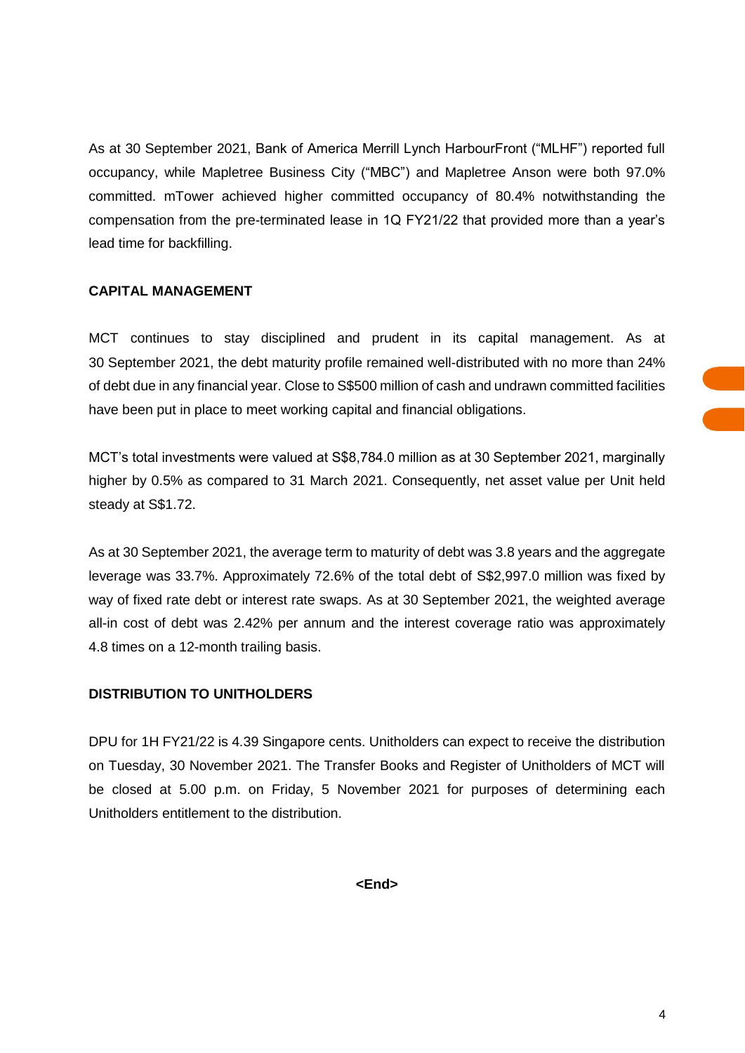As at 30 September 2021, Bank of America Merrill Lynch HarbourFront ("MLHF") reported full occupancy, while Mapletree Business City ("MBC") and Mapletree Anson were both 97.0% committed. mTower achieved higher committed occupancy of 80.4% notwithstanding the compensation from the pre-terminated lease in 1Q FY21/22 that provided more than a year's lead time for backfilling.

**CAPITAL MANAGEMENT**

MCT continues to stay disciplined and prudent in its capital management. As at 30 September 2021, the debt maturity profile remained well-distributed with no more than 24% of debt due in any financial year. Close to S$500 million of cash and undrawn committed facilities have been put in place to meet working capital and financial obligations.

MCT's total investments were valued at S$8,784.0 million as at 30 September 2021, marginally higher by 0.5% as compared to 31 March 2021. Consequently, net asset value per Unit held steady at S$1.72.

As at 30 September 2021, the average term to maturity of debt was 3.8 years and the aggregate leverage was 33.7%. Approximately 72.6% of the total debt of S$2,997.0 million was fixed by way of fixed rate debt or interest rate swaps. As at 30 September 2021, the weighted average all-in cost of debt was 2.42% per annum and the interest coverage ratio was approximately 4.8 times on a 12-month trailing basis.

**DISTRIBUTION TO UNITHOLDERS**

DPU for 1H FY21/22 is 4.39 Singapore cents. Unitholders can expect to receive the distribution on Tuesday, 30 November 2021. The Transfer Books and Register of Unitholders of MCT will be closed at 5.00 p.m. on Friday, 5 November 2021 for purposes of determining each Unitholders entitlement to the distribution.

**<End>**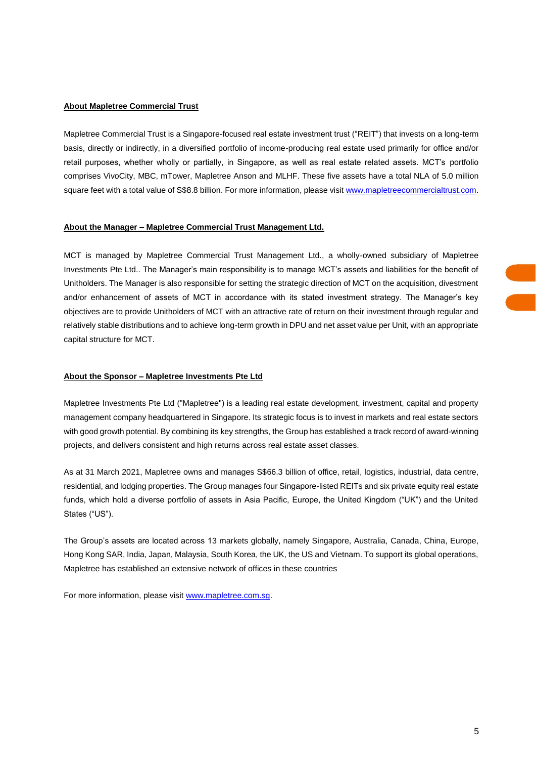**About Mapletree Commercial Trust**

Mapletree Commercial Trust is a Singapore-focused real estate investment trust ("REIT") that invests on a long-term basis, directly or indirectly, in a diversified portfolio of income-producing real estate used primarily for office and/or retail purposes, whether wholly or partially, in Singapore, as well as real estate related assets. MCT's portfolio comprises VivoCity, MBC, mTower, Mapletree Anson and MLHF. These five assets have a total NLA of 5.0 million square feet with a total value of S$8.8 billion. For more information, please visit [www.mapletreecommercialtrust.com](http://www.mapletreecommercialtrust.com).

**About the Manager – Mapletree Commercial Trust Management Ltd.**

MCT is managed by Mapletree Commercial Trust Management Ltd., a wholly-owned subsidiary of Mapletree Investments Pte Ltd.. The Manager's main responsibility is to manage MCT's assets and liabilities for the benefit of Unitholders. The Manager is also responsible for setting the strategic direction of MCT on the acquisition, divestment and/or enhancement of assets of MCT in accordance with its stated investment strategy. The Manager's key objectives are to provide Unitholders of MCT with an attractive rate of return on their investment through regular and relatively stable distributions and to achieve long-term growth in DPU and net asset value per Unit, with an appropriate capital structure for MCT.

**About the Sponsor – Mapletree Investments Pte Ltd**

Mapletree Investments Pte Ltd ("Mapletree") is a leading real estate development, investment, capital and property management company headquartered in Singapore. Its strategic focus is to invest in markets and real estate sectors with good growth potential. By combining its key strengths, the Group has established a track record of award-winning projects, and delivers consistent and high returns across real estate asset classes.

As at 31 March 2021, Mapletree owns and manages S$66.3 billion of office, retail, logistics, industrial, data centre, residential, and lodging properties. The Group manages four Singapore-listed REITs and six private equity real estate funds, which hold a diverse portfolio of assets in Asia Pacific, Europe, the United Kingdom ("UK") and the United States ("US").

The Group's assets are located across 13 markets globally, namely Singapore, Australia, Canada, China, Europe, Hong Kong SAR, India, Japan, Malaysia, South Korea, the UK, the US and Vietnam. To support its global operations, Mapletree has established an extensive network of offices in these countries

For more information, please visit [www.mapletree.com.sg](http://www.mapletree.com.sg).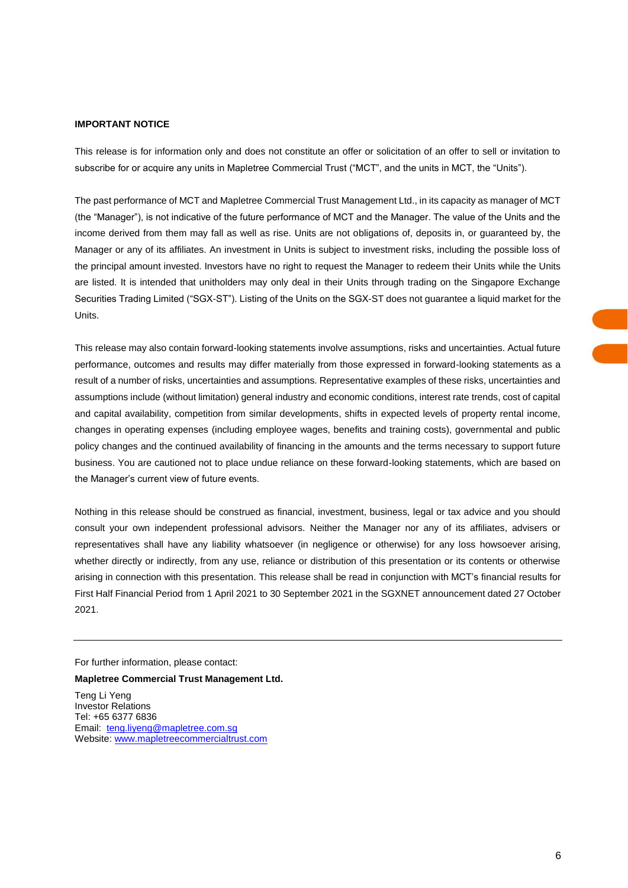**IMPORTANT NOTICE**

This release is for information only and does not constitute an offer or solicitation of an offer to sell or invitation to subscribe for or acquire any units in Mapletree Commercial Trust ("MCT", and the units in MCT, the "Units").

The past performance of MCT and Mapletree Commercial Trust Management Ltd., in its capacity as manager of MCT (the "Manager"), is not indicative of the future performance of MCT and the Manager. The value of the Units and the income derived from them may fall as well as rise. Units are not obligations of, deposits in, or guaranteed by, the Manager or any of its affiliates. An investment in Units is subject to investment risks, including the possible loss of the principal amount invested. Investors have no right to request the Manager to redeem their Units while the Units are listed. It is intended that unitholders may only deal in their Units through trading on the Singapore Exchange Securities Trading Limited ("SGX-ST"). Listing of the Units on the SGX-ST does not guarantee a liquid market for the Units.

This release may also contain forward-looking statements involve assumptions, risks and uncertainties. Actual future performance, outcomes and results may differ materially from those expressed in forward-looking statements as a result of a number of risks, uncertainties and assumptions. Representative examples of these risks, uncertainties and assumptions include (without limitation) general industry and economic conditions, interest rate trends, cost of capital and capital availability, competition from similar developments, shifts in expected levels of property rental income, changes in operating expenses (including employee wages, benefits and training costs), governmental and public policy changes and the continued availability of financing in the amounts and the terms necessary to support future business. You are cautioned not to place undue reliance on these forward-looking statements, which are based on the Manager's current view of future events.

Nothing in this release should be construed as financial, investment, business, legal or tax advice and you should consult your own independent professional advisors. Neither the Manager nor any of its affiliates, advisers or representatives shall have any liability whatsoever (in negligence or otherwise) for any loss howsoever arising, whether directly or indirectly, from any use, reliance or distribution of this presentation or its contents or otherwise arising in connection with this presentation. This release shall be read in conjunction with MCT's financial results for First Half Financial Period from 1 April 2021 to 30 September 2021 in the SGXNET announcement dated 27 October 2021.

---

For further information, please contact:

**Mapletree Commercial Trust Management Ltd.**

Teng Li Yeng
Investor Relations
Tel: +65 6377 6836
Email: teng.liyeng@mapletree.com.sg
Website: www.mapletreecommercialtrust.com